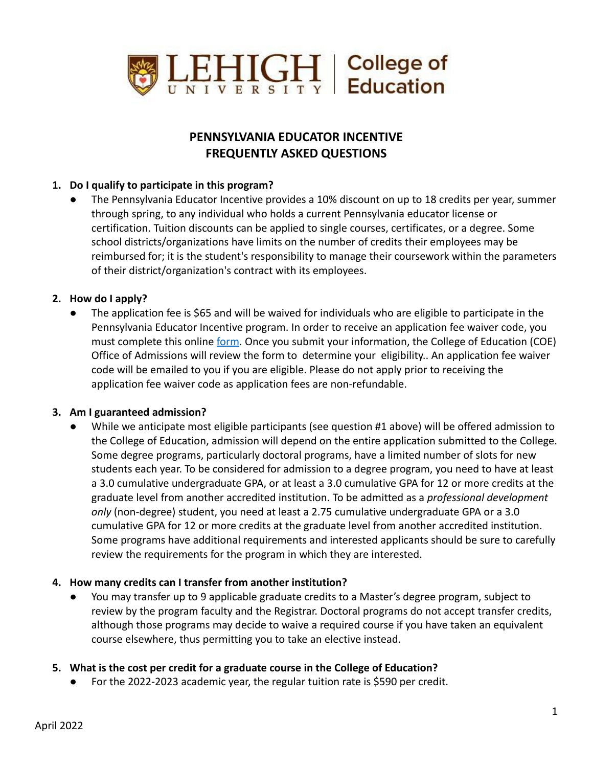# PENNSYLVANIA EDUCATOR INCENTIVE
# FREQUENTLY ASKED QUESTIONS

1. **Do I qualify to participate in this program?**
   - The Pennsylvania Educator Incentive provides a 10% discount on up to 18 credits per year, summer through spring, to any individual who holds a current Pennsylvania educator license or certification. Tuition discounts can be applied to single courses, certificates, or a degree. Some school districts/organizations have limits on the number of credits their employees may be reimbursed for; it is the student's responsibility to manage their coursework within the parameters of their district/organization's contract with its employees.

2. **How do I apply?**
   - The application fee is $65 and will be waived for individuals who are eligible to participate in the Pennsylvania Educator Incentive program. In order to receive an application fee waiver code, you must complete this online form. Once you submit your information, the College of Education (COE) Office of Admissions will review the form to determine your eligibility.. An application fee waiver code will be emailed to you if you are eligible. Please do not apply prior to receiving the application fee waiver code as application fees are non-refundable.

3. **Am I guaranteed admission?**
   - While we anticipate most eligible participants (see question #1 above) will be offered admission to the College of Education, admission will depend on the entire application submitted to the College. Some degree programs, particularly doctoral programs, have a limited number of slots for new students each year. To be considered for admission to a degree program, you need to have at least a 3.0 cumulative undergraduate GPA, or at least a 3.0 cumulative GPA for 12 or more credits at the graduate level from another accredited institution. To be admitted as a *professional development only* (non-degree) student, you need at least a 2.75 cumulative undergraduate GPA or a 3.0 cumulative GPA for 12 or more credits at the graduate level from another accredited institution. Some programs have additional requirements and interested applicants should be sure to carefully review the requirements for the program in which they are interested.

4. **How many credits can I transfer from another institution?**
   - You may transfer up to 9 applicable graduate credits to a Master's degree program, subject to review by the program faculty and the Registrar. Doctoral programs do not accept transfer credits, although those programs may decide to waive a required course if you have taken an equivalent course elsewhere, thus permitting you to take an elective instead.

5. **What is the cost per credit for a graduate course in the College of Education?**
   - For the 2022-2023 academic year, the regular tuition rate is $590 per credit.

April 2022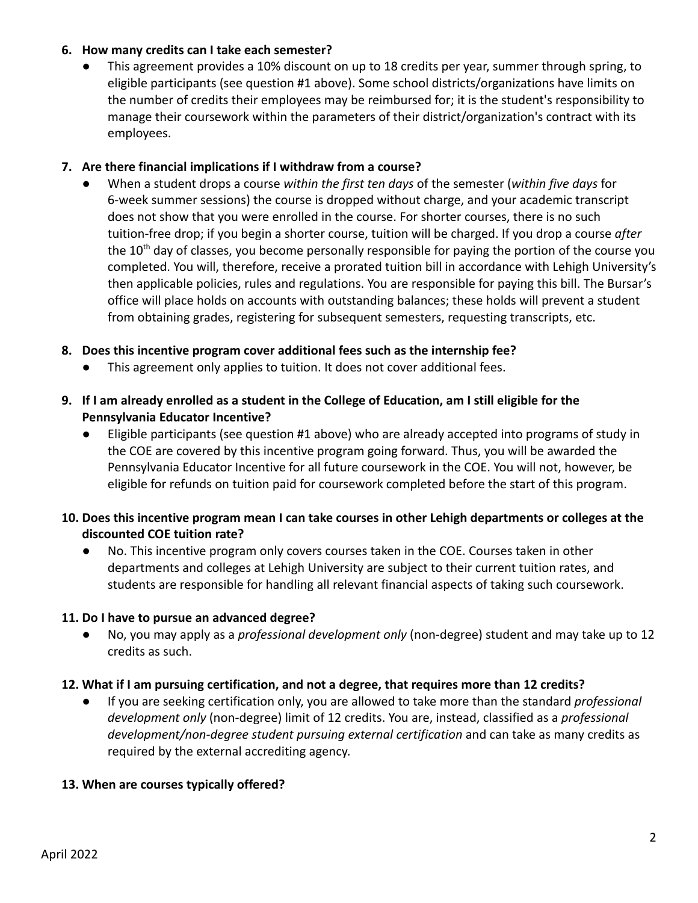**6. How many credits can I take each semester?**

- This agreement provides a 10% discount on up to 18 credits per year, summer through spring, to eligible participants (see question #1 above). Some school districts/organizations have limits on the number of credits their employees may be reimbursed for; it is the student's responsibility to manage their coursework within the parameters of their district/organization's contract with its employees.

**7. Are there financial implications if I withdraw from a course?**

- When a student drops a course *within the first ten days* of the semester (*within five days* for 6-week summer sessions) the course is dropped without charge, and your academic transcript does not show that you were enrolled in the course. For shorter courses, there is no such tuition-free drop; if you begin a shorter course, tuition will be charged. If you drop a course *after* the 10th day of classes, you become personally responsible for paying the portion of the course you completed. You will, therefore, receive a prorated tuition bill in accordance with Lehigh University's then applicable policies, rules and regulations. You are responsible for paying this bill. The Bursar's office will place holds on accounts with outstanding balances; these holds will prevent a student from obtaining grades, registering for subsequent semesters, requesting transcripts, etc.

**8. Does this incentive program cover additional fees such as the internship fee?**

- This agreement only applies to tuition. It does not cover additional fees.

**9. If I am already enrolled as a student in the College of Education, am I still eligible for the Pennsylvania Educator Incentive?**

- Eligible participants (see question #1 above) who are already accepted into programs of study in the COE are covered by this incentive program going forward. Thus, you will be awarded the Pennsylvania Educator Incentive for all future coursework in the COE. You will not, however, be eligible for refunds on tuition paid for coursework completed before the start of this program.

**10. Does this incentive program mean I can take courses in other Lehigh departments or colleges at the discounted COE tuition rate?**

- No. This incentive program only covers courses taken in the COE. Courses taken in other departments and colleges at Lehigh University are subject to their current tuition rates, and students are responsible for handling all relevant financial aspects of taking such coursework.

**11. Do I have to pursue an advanced degree?**

- No, you may apply as a *professional development only* (non-degree) student and may take up to 12 credits as such.

**12. What if I am pursuing certification, and not a degree, that requires more than 12 credits?**

- If you are seeking certification only, you are allowed to take more than the standard *professional development only* (non-degree) limit of 12 credits. You are, instead, classified as a *professional development/non-degree student pursuing external certification* and can take as many credits as required by the external accrediting agency.

**13. When are courses typically offered?**

April 2022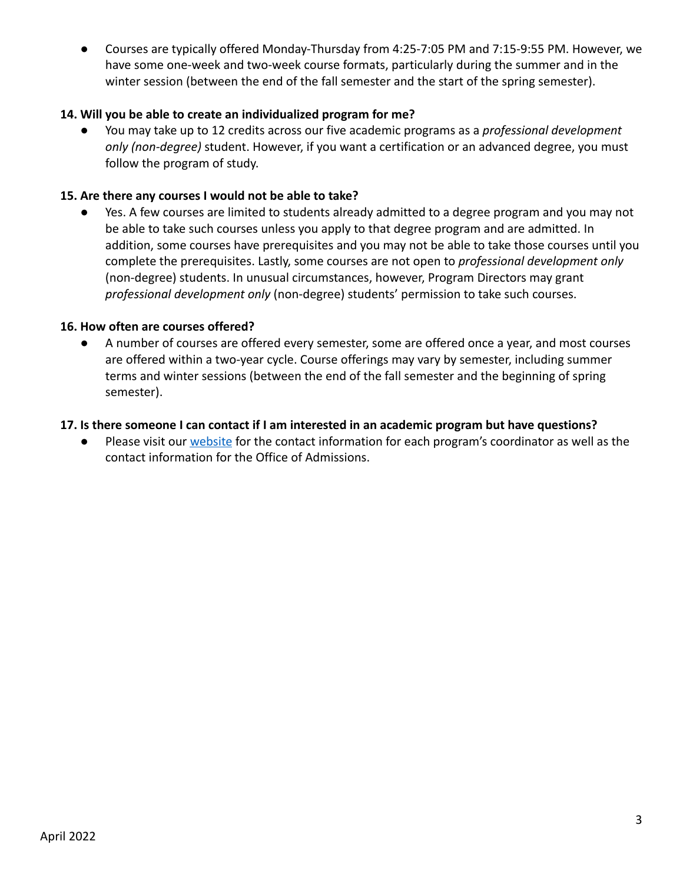- Courses are typically offered Monday-Thursday from 4:25-7:05 PM and 7:15-9:55 PM. However, we have some one-week and two-week course formats, particularly during the summer and in the winter session (between the end of the fall semester and the start of the spring semester).

**14. Will you be able to create an individualized program for me?**

- You may take up to 12 credits across our five academic programs as a *professional development only (non-degree)* student. However, if you want a certification or an advanced degree, you must follow the program of study.

**15. Are there any courses I would not be able to take?**

- Yes. A few courses are limited to students already admitted to a degree program and you may not be able to take such courses unless you apply to that degree program and are admitted. In addition, some courses have prerequisites and you may not be able to take those courses until you complete the prerequisites. Lastly, some courses are not open to *professional development only* (non-degree) students. In unusual circumstances, however, Program Directors may grant *professional development only* (non-degree) students' permission to take such courses.

**16. How often are courses offered?**

- A number of courses are offered every semester, some are offered once a year, and most courses are offered within a two-year cycle. Course offerings may vary by semester, including summer terms and winter sessions (between the end of the fall semester and the beginning of spring semester).

**17. Is there someone I can contact if I am interested in an academic program but have questions?**

- Please visit our website for the contact information for each program's coordinator as well as the contact information for the Office of Admissions.

April 2022